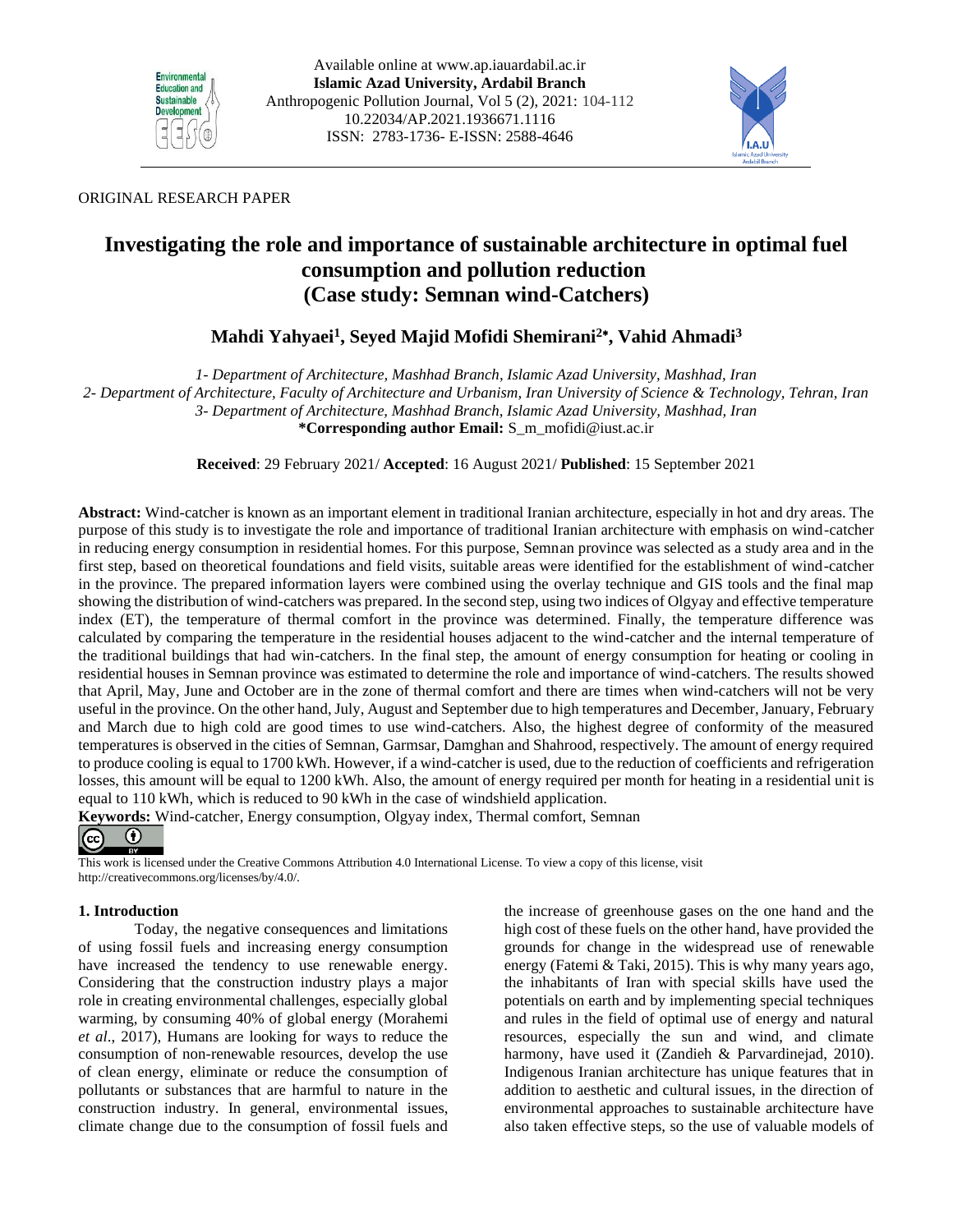Available online at www.ap.iauardabil.ac.ir
**Islamic Azad University, Ardabil Branch**
Anthropogenic Pollution Journal, Vol 5 (2), 2021: 104-112
10.22034/AP.2021.1936671.1116
ISSN: 2783-1736- E-ISSN: 2588-4646

ORIGINAL RESEARCH PAPER

# Investigating the role and importance of sustainable architecture in optimal fuel consumption and pollution reduction (Case study: Semnan wind-Catchers)

**Mahdi Yahyaei[1], Seyed Majid Mofidi Shemirani[2]\*, Vahid Ahmadi[3]**

*1- Department of Architecture, Mashhad Branch, Islamic Azad University, Mashhad, Iran*
*2- Department of Architecture, Faculty of Architecture and Urbanism, Iran University of Science & Technology, Tehran, Iran*
*3- Department of Architecture, Mashhad Branch, Islamic Azad University, Mashhad, Iran*
**\*Corresponding author Email:** S_m_mofidi@iust.ac.ir

**Received**: 29 February 2021/ **Accepted**: 16 August 2021/ **Published**: 15 September 2021

**Abstract:** Wind-catcher is known as an important element in traditional Iranian architecture, especially in hot and dry areas. The purpose of this study is to investigate the role and importance of traditional Iranian architecture with emphasis on wind-catcher in reducing energy consumption in residential homes. For this purpose, Semnan province was selected as a study area and in the first step, based on theoretical foundations and field visits, suitable areas were identified for the establishment of wind-catcher in the province. The prepared information layers were combined using the overlay technique and GIS tools and the final map showing the distribution of wind-catchers was prepared. In the second step, using two indices of Olgyay and effective temperature index (ET), the temperature of thermal comfort in the province was determined. Finally, the temperature difference was calculated by comparing the temperature in the residential houses adjacent to the wind-catcher and the internal temperature of the traditional buildings that had win-catchers. In the final step, the amount of energy consumption for heating or cooling in residential houses in Semnan province was estimated to determine the role and importance of wind-catchers. The results showed that April, May, June and October are in the zone of thermal comfort and there are times when wind-catchers will not be very useful in the province. On the other hand, July, August and September due to high temperatures and December, January, February and March due to high cold are good times to use wind-catchers. Also, the highest degree of conformity of the measured temperatures is observed in the cities of Semnan, Garmsar, Damghan and Shahrood, respectively. The amount of energy required to produce cooling is equal to 1700 kWh. However, if a wind-catcher is used, due to the reduction of coefficients and refrigeration losses, this amount will be equal to 1200 kWh. Also, the amount of energy required per month for heating in a residential unit is equal to 110 kWh, which is reduced to 90 kWh in the case of windshield application.

**Keywords:** Wind-catcher, Energy consumption, Olgyay index, Thermal comfort, Semnan

This work is licensed under the Creative Commons Attribution 4.0 International License. To view a copy of this license, visit http://creativecommons.org/licenses/by/4.0/.

## 1. Introduction

Today, the negative consequences and limitations of using fossil fuels and increasing energy consumption have increased the tendency to use renewable energy. Considering that the construction industry plays a major role in creating environmental challenges, especially global warming, by consuming 40% of global energy (Morahemi *et al*., 2017), Humans are looking for ways to reduce the consumption of non-renewable resources, develop the use of clean energy, eliminate or reduce the consumption of pollutants or substances that are harmful to nature in the construction industry. In general, environmental issues, climate change due to the consumption of fossil fuels and the increase of greenhouse gases on the one hand and the high cost of these fuels on the other hand, have provided the grounds for change in the widespread use of renewable energy (Fatemi & Taki, 2015). This is why many years ago, the inhabitants of Iran with special skills have used the potentials on earth and by implementing special techniques and rules in the field of optimal use of energy and natural resources, especially the sun and wind, and climate harmony, have used it (Zandieh & Parvardinejad, 2010). Indigenous Iranian architecture has unique features that in addition to aesthetic and cultural issues, in the direction of environmental approaches to sustainable architecture have also taken effective steps, so the use of valuable models of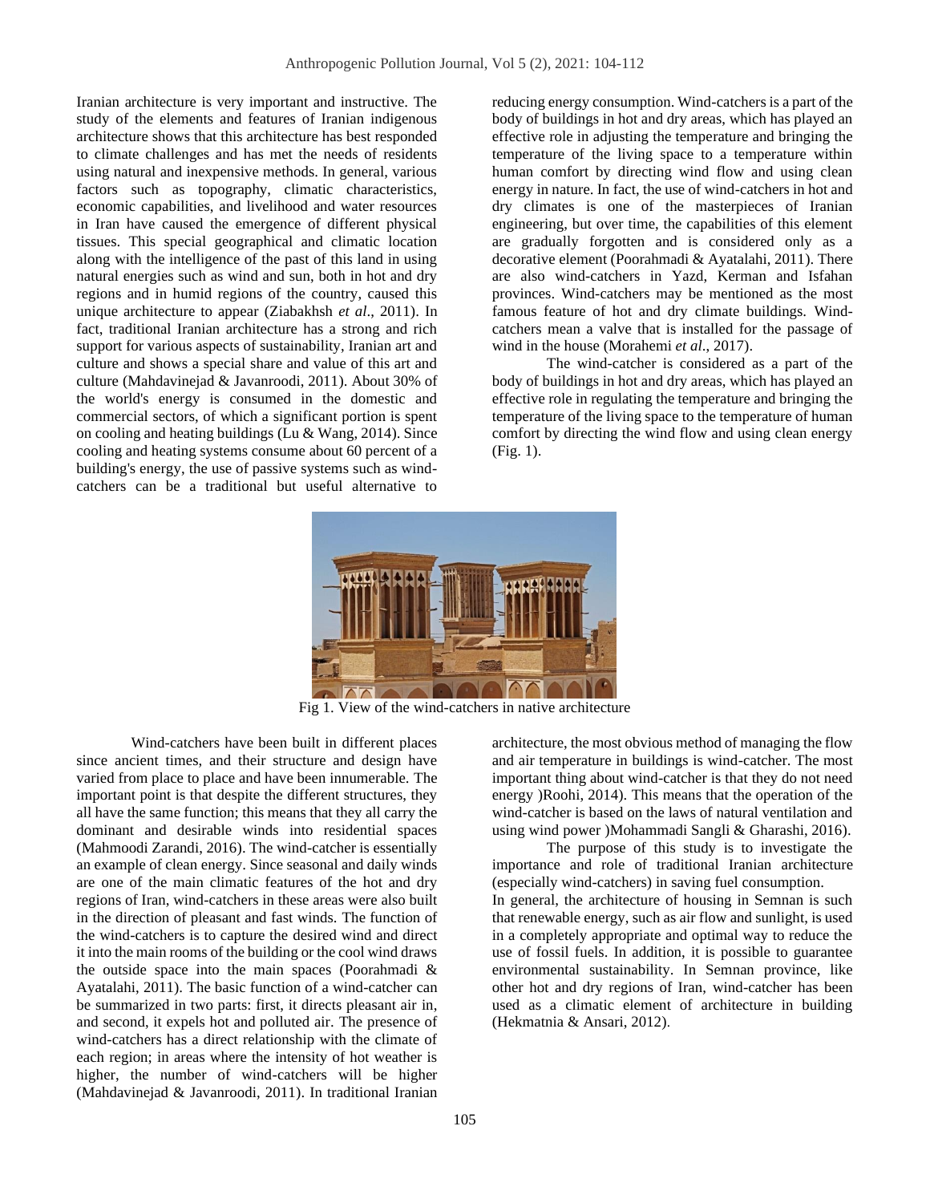Iranian architecture is very important and instructive. The study of the elements and features of Iranian indigenous architecture shows that this architecture has best responded to climate challenges and has met the needs of residents using natural and inexpensive methods. In general, various factors such as topography, climatic characteristics, economic capabilities, and livelihood and water resources in Iran have caused the emergence of different physical tissues. This special geographical and climatic location along with the intelligence of the past of this land in using natural energies such as wind and sun, both in hot and dry regions and in humid regions of the country, caused this unique architecture to appear (Ziabakhsh *et al*., 2011). In fact, traditional Iranian architecture has a strong and rich support for various aspects of sustainability, Iranian art and culture and shows a special share and value of this art and culture (Mahdavinejad & Javanroodi, 2011). About 30% of the world's energy is consumed in the domestic and commercial sectors, of which a significant portion is spent on cooling and heating buildings (Lu & Wang, 2014). Since cooling and heating systems consume about 60 percent of a building's energy, the use of passive systems such as wind-catchers can be a traditional but useful alternative to reducing energy consumption. Wind-catchers is a part of the body of buildings in hot and dry areas, which has played an effective role in adjusting the temperature and bringing the temperature of the living space to a temperature within human comfort by directing wind flow and using clean energy in nature. In fact, the use of wind-catchers in hot and dry climates is one of the masterpieces of Iranian engineering, but over time, the capabilities of this element are gradually forgotten and is considered only as a decorative element (Poorahmadi & Ayatalahi, 2011). There are also wind-catchers in Yazd, Kerman and Isfahan provinces. Wind-catchers may be mentioned as the most famous feature of hot and dry climate buildings. Wind-catchers mean a valve that is installed for the passage of wind in the house (Morahemi *et al*., 2017).

The wind-catcher is considered as a part of the body of buildings in hot and dry areas, which has played an effective role in regulating the temperature and bringing the temperature of the living space to the temperature of human comfort by directing the wind flow and using clean energy (Fig. 1).

Fig 1. View of the wind-catchers in native architecture

Wind-catchers have been built in different places since ancient times, and their structure and design have varied from place to place and have been innumerable. The important point is that despite the different structures, they all have the same function; this means that they all carry the dominant and desirable winds into residential spaces (Mahmoodi Zarandi, 2016). The wind-catcher is essentially an example of clean energy. Since seasonal and daily winds are one of the main climatic features of the hot and dry regions of Iran, wind-catchers in these areas were also built in the direction of pleasant and fast winds. The function of the wind-catchers is to capture the desired wind and direct it into the main rooms of the building or the cool wind draws the outside space into the main spaces (Poorahmadi & Ayatalahi, 2011). The basic function of a wind-catcher can be summarized in two parts: first, it directs pleasant air in, and second, it expels hot and polluted air. The presence of wind-catchers has a direct relationship with the climate of each region; in areas where the intensity of hot weather is higher, the number of wind-catchers will be higher (Mahdavinejad & Javanroodi, 2011). In traditional Iranian architecture, the most obvious method of managing the flow and air temperature in buildings is wind-catcher. The most important thing about wind-catcher is that they do not need energy )Roohi, 2014). This means that the operation of the wind-catcher is based on the laws of natural ventilation and using wind power )Mohammadi Sangli & Gharashi, 2016).

The purpose of this study is to investigate the importance and role of traditional Iranian architecture (especially wind-catchers) in saving fuel consumption.

In general, the architecture of housing in Semnan is such that renewable energy, such as air flow and sunlight, is used in a completely appropriate and optimal way to reduce the use of fossil fuels. In addition, it is possible to guarantee environmental sustainability. In Semnan province, like other hot and dry regions of Iran, wind-catcher has been used as a climatic element of architecture in building (Hekmatnia & Ansari, 2012).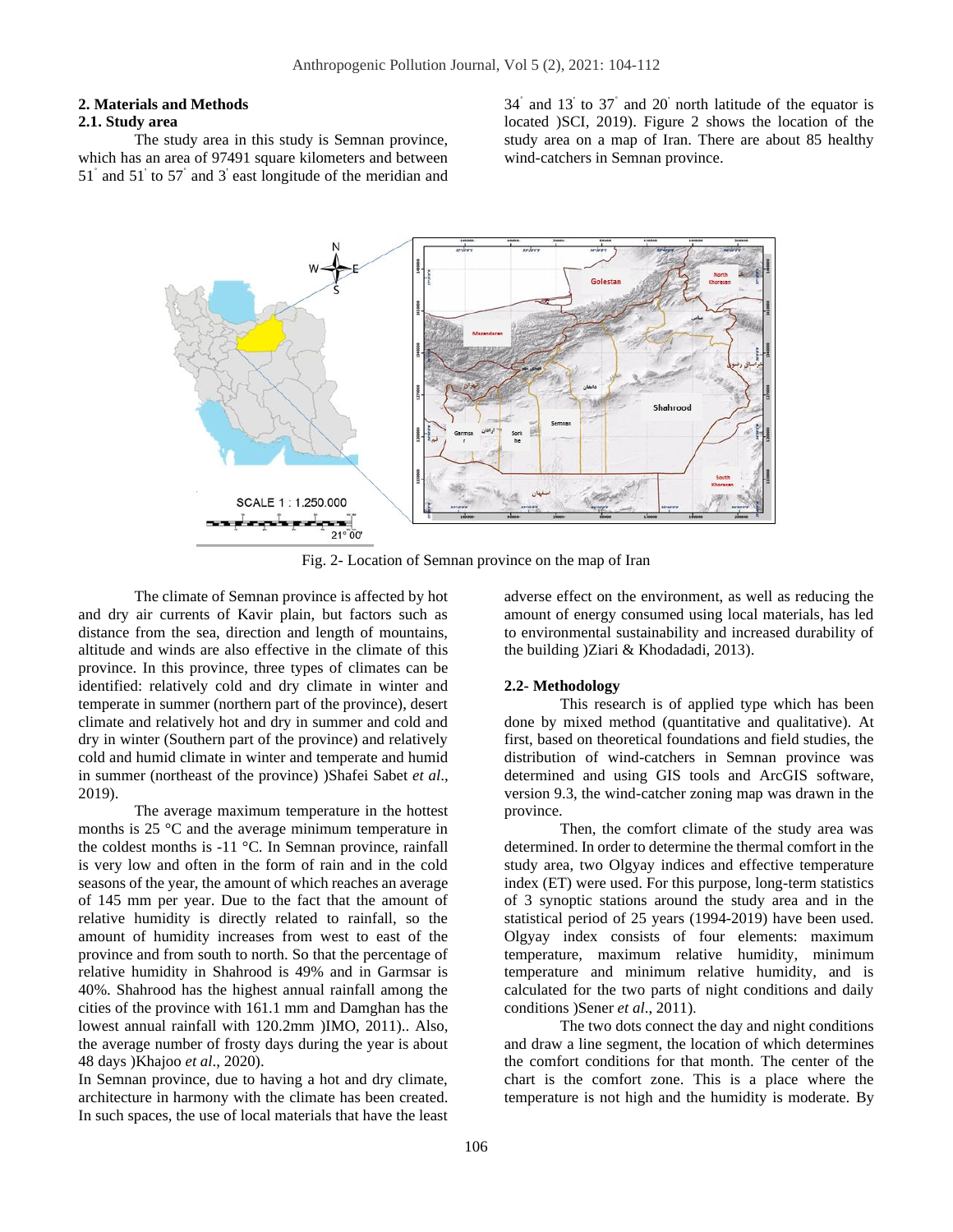## 2. Materials and Methods

### 2.1. Study area

The study area in this study is Semnan province, which has an area of 97491 square kilometers and between 51° and 51' to 57° and 3' east longitude of the meridian and 34° and 13' to 37° and 20' north latitude of the equator is located )SCI, 2019). Figure 2 shows the location of the study area on a map of Iran. There are about 85 healthy wind-catchers in Semnan province.

Fig. 2- Location of Semnan province on the map of Iran

The climate of Semnan province is affected by hot and dry air currents of Kavir plain, but factors such as distance from the sea, direction and length of mountains, altitude and winds are also effective in the climate of this province. In this province, three types of climates can be identified: relatively cold and dry climate in winter and temperate in summer (northern part of the province), desert climate and relatively hot and dry in summer and cold and dry in winter (Southern part of the province) and relatively cold and humid climate in winter and temperate and humid in summer (northeast of the province) )Shafei Sabet *et al*., 2019).

The average maximum temperature in the hottest months is 25 °C and the average minimum temperature in the coldest months is -11 °C. In Semnan province, rainfall is very low and often in the form of rain and in the cold seasons of the year, the amount of which reaches an average of 145 mm per year. Due to the fact that the amount of relative humidity is directly related to rainfall, so the amount of humidity increases from west to east of the province and from south to north. So that the percentage of relative humidity in Shahrood is 49% and in Garmsar is 40%. Shahrood has the highest annual rainfall among the cities of the province with 161.1 mm and Damghan has the lowest annual rainfall with 120.2mm )IMO, 2011).. Also, the average number of frosty days during the year is about 48 days )Khajoo *et al*., 2020).

In Semnan province, due to having a hot and dry climate, architecture in harmony with the climate has been created. In such spaces, the use of local materials that have the least adverse effect on the environment, as well as reducing the amount of energy consumed using local materials, has led to environmental sustainability and increased durability of the building )Ziari & Khodadadi, 2013).

### 2.2- Methodology

This research is of applied type which has been done by mixed method (quantitative and qualitative). At first, based on theoretical foundations and field studies, the distribution of wind-catchers in Semnan province was determined and using GIS tools and ArcGIS software, version 9.3, the wind-catcher zoning map was drawn in the province.

Then, the comfort climate of the study area was determined. In order to determine the thermal comfort in the study area, two Olgyay indices and effective temperature index (ET) were used. For this purpose, long-term statistics of 3 synoptic stations around the study area and in the statistical period of 25 years (1994-2019) have been used. Olgyay index consists of four elements: maximum temperature, maximum relative humidity, minimum temperature and minimum relative humidity, and is calculated for the two parts of night conditions and daily conditions )Sener *et al*., 2011).

The two dots connect the day and night conditions and draw a line segment, the location of which determines the comfort conditions for that month. The center of the chart is the comfort zone. This is a place where the temperature is not high and the humidity is moderate. By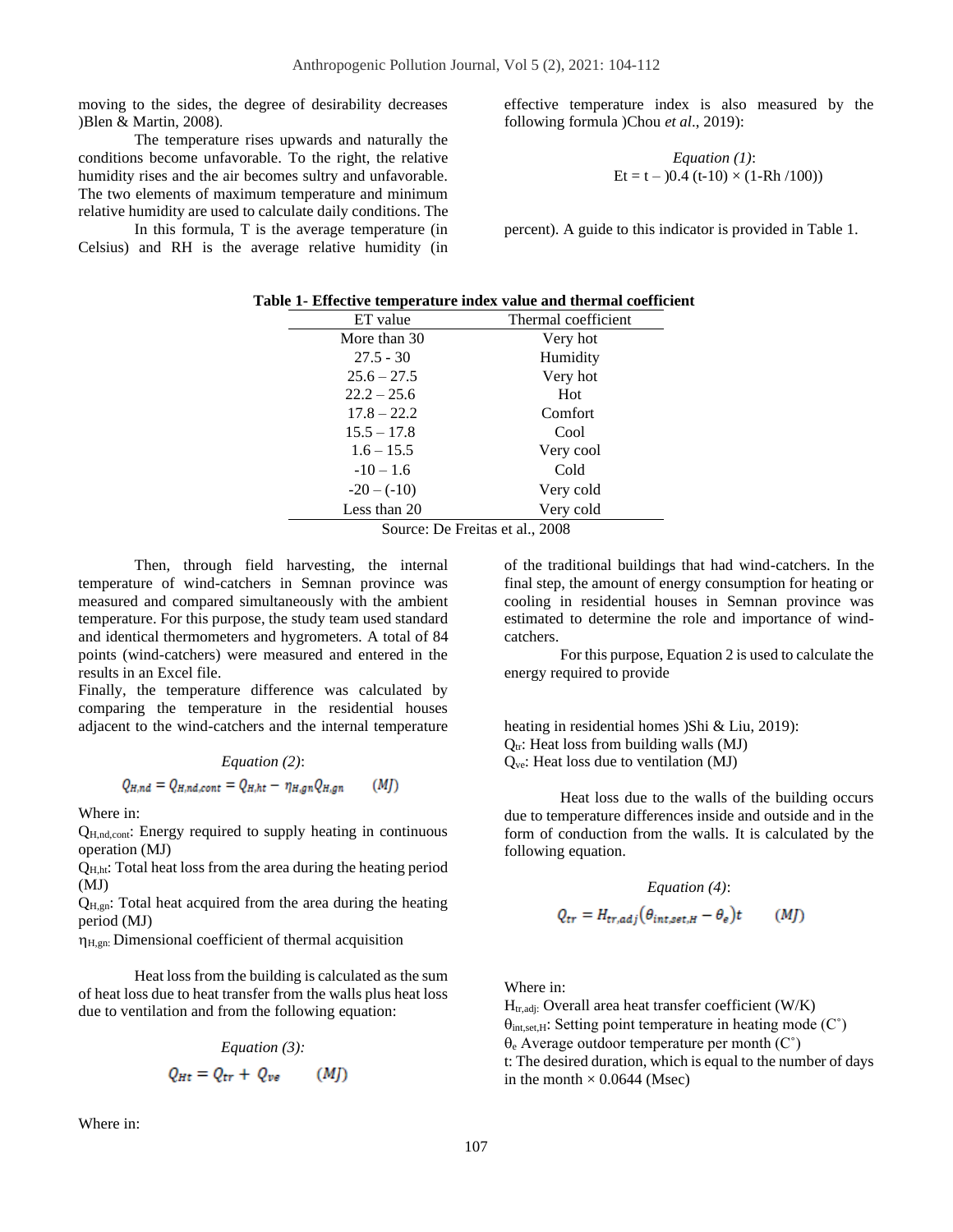moving to the sides, the degree of desirability decreases )Blen & Martin, 2008).

The temperature rises upwards and naturally the conditions become unfavorable. To the right, the relative humidity rises and the air becomes sultry and unfavorable. The two elements of maximum temperature and minimum relative humidity are used to calculate daily conditions. The effective temperature index is also measured by the following formula )Chou *et al*., 2019):

*Equation (1)*:

$$Et = t - )0.4\,(t-10) \times (1 - Rh/100))$$

In this formula, T is the average temperature (in Celsius) and RH is the average relative humidity (in percent). A guide to this indicator is provided in Table 1.

**Table 1- Effective temperature index value and thermal coefficient**

| ET value | Thermal coefficient |
|---|---|
| More than 30 | Very hot |
| 27.5 - 30 | Humidity |
| 25.6 – 27.5 | Very hot |
| 22.2 – 25.6 | Hot |
| 17.8 – 22.2 | Comfort |
| 15.5 – 17.8 | Cool |
| 1.6 – 15.5 | Very cool |
| -10 – 1.6 | Cold |
| -20 – (-10) | Very cold |
| Less than 20 | Very cold |

Source: De Freitas et al., 2008

Then, through field harvesting, the internal temperature of wind-catchers in Semnan province was measured and compared simultaneously with the ambient temperature. For this purpose, the study team used standard and identical thermometers and hygrometers. A total of 84 points (wind-catchers) were measured and entered in the results in an Excel file.

Finally, the temperature difference was calculated by comparing the temperature in the residential houses adjacent to the wind-catchers and the internal temperature of the traditional buildings that had wind-catchers. In the final step, the amount of energy consumption for heating or cooling in residential houses in Semnan province was estimated to determine the role and importance of wind-catchers.

For this purpose, Equation 2 is used to calculate the energy required to provide heating in residential homes )Shi & Liu, 2019):

*Equation (2)*:

$$Q_{H,nd} = Q_{H,nd,cont} = Q_{H,ht} - \eta_{H,gn} Q_{H,gn} \qquad (MJ)$$

Where in:

$Q_{H,nd,cont}$: Energy required to supply heating in continuous operation (MJ)

$Q_{H,ht}$: Total heat loss from the area during the heating period (MJ)

$Q_{H,gn}$: Total heat acquired from the area during the heating period (MJ)

$\eta_{H,gn}$: Dimensional coefficient of thermal acquisition

Heat loss from the building is calculated as the sum of heat loss due to heat transfer from the walls plus heat loss due to ventilation and from the following equation:

*Equation (3):*

$$Q_{Ht} = Q_{tr} + Q_{ve} \qquad (MJ)$$

Where in:

$Q_{tr}$: Heat loss from building walls (MJ)

$Q_{ve}$: Heat loss due to ventilation (MJ)

Heat loss due to the walls of the building occurs due to temperature differences inside and outside and in the form of conduction from the walls. It is calculated by the following equation.

*Equation (4)*:

$$Q_{tr} = H_{tr,adj}\left(\theta_{int,set,H} - \theta_e\right)t \qquad (MJ)$$

Where in:

$H_{tr,adj}$: Overall area heat transfer coefficient (W/K)

$\theta_{int,set,H}$: Setting point temperature in heating mode (C˚)

$\theta_e$ Average outdoor temperature per month (C˚)

t: The desired duration, which is equal to the number of days in the month × 0.0644 (Msec)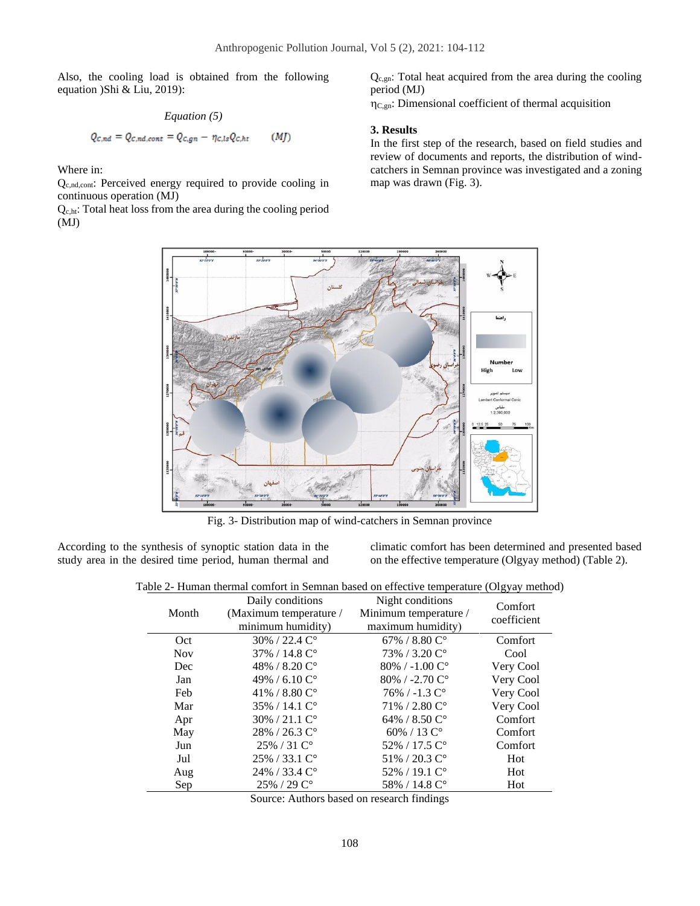Also, the cooling load is obtained from the following equation )Shi & Liu, 2019):

*Equation (5)*

$$Q_{c,nd} = Q_{c,nd,cont} = Q_{c,gn} - \eta_{c,ls} Q_{c,ht} \qquad (MJ)$$

Where in:

$Q_{c,nd,cont}$: Perceived energy required to provide cooling in continuous operation (MJ)

$Q_{c,ht}$: Total heat loss from the area during the cooling period (MJ)

$Q_{c,gn}$: Total heat acquired from the area during the cooling period (MJ)

$\eta_{C,gn}$: Dimensional coefficient of thermal acquisition

### 3. Results

In the first step of the research, based on field studies and review of documents and reports, the distribution of wind-catchers in Semnan province was investigated and a zoning map was drawn (Fig. 3).

Fig. 3- Distribution map of wind-catchers in Semnan province

According to the synthesis of synoptic station data in the study area in the desired time period, human thermal and climatic comfort has been determined and presented based on the effective temperature (Olgyay method) (Table 2).

Table 2- Human thermal comfort in Semnan based on effective temperature (Olgyay method)

| Month | Daily conditions (Maximum temperature / minimum humidity) | Night conditions Minimum temperature / maximum humidity) | Comfort coefficient |
|---|---|---|---|
| Oct | 30% / 22.4 C° | 67% / 8.80 C° | Comfort |
| Nov | 37% / 14.8 C° | 73% / 3.20 C° | Cool |
| Dec | 48% / 8.20 C° | 80% / -1.00 C° | Very Cool |
| Jan | 49% / 6.10 C° | 80% / -2.70 C° | Very Cool |
| Feb | 41% / 8.80 C° | 76% / -1.3 C° | Very Cool |
| Mar | 35% / 14.1 C° | 71% / 2.80 C° | Very Cool |
| Apr | 30% / 21.1 C° | 64% / 8.50 C° | Comfort |
| May | 28% / 26.3 C° | 60% / 13 C° | Comfort |
| Jun | 25% / 31 C° | 52% / 17.5 C° | Comfort |
| Jul | 25% / 33.1 C° | 51% / 20.3 C° | Hot |
| Aug | 24% / 33.4 C° | 52% / 19.1 C° | Hot |
| Sep | 25% / 29 C° | 58% / 14.8 C° | Hot |

Source: Authors based on research findings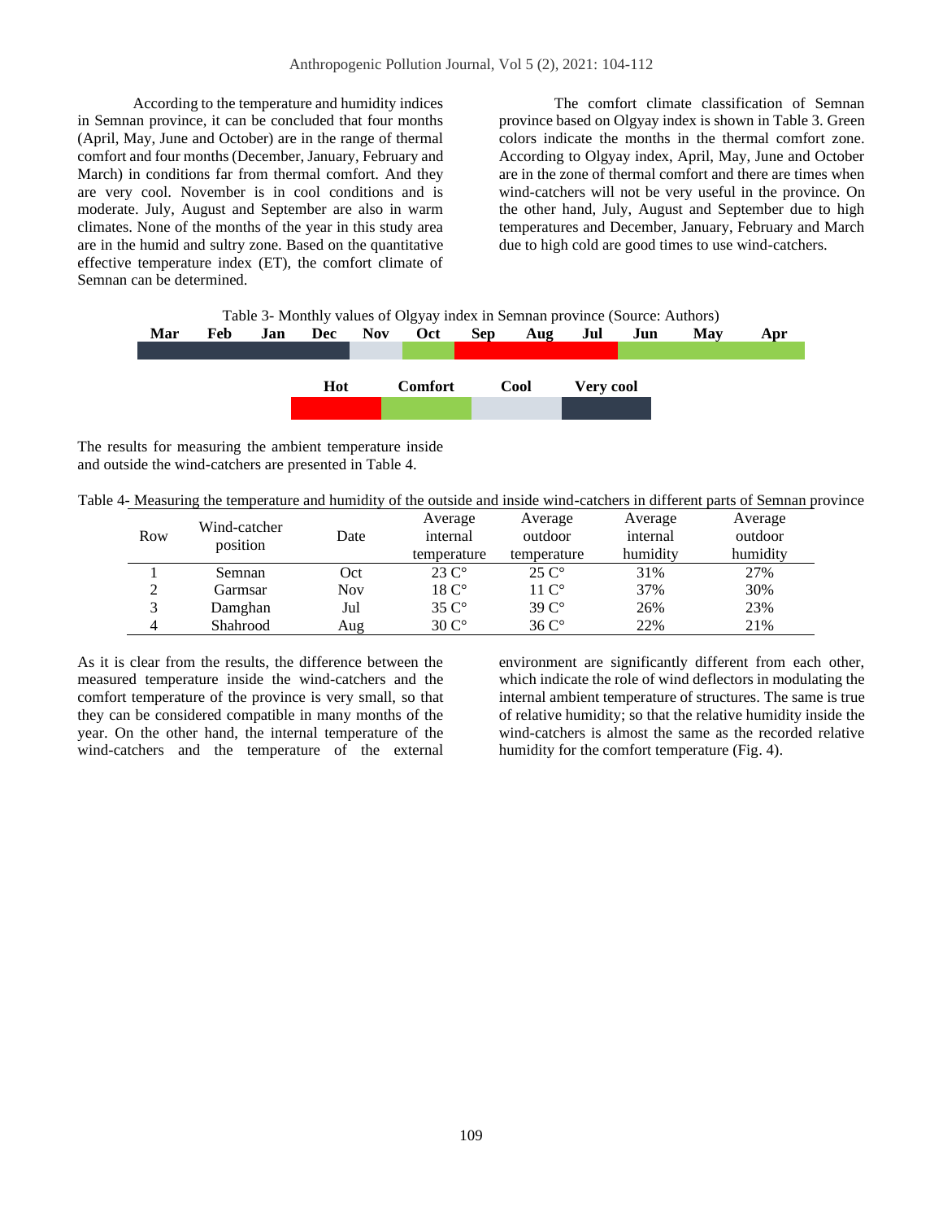According to the temperature and humidity indices in Semnan province, it can be concluded that four months (April, May, June and October) are in the range of thermal comfort and four months (December, January, February and March) in conditions far from thermal comfort. And they are very cool. November is in cool conditions and is moderate. July, August and September are also in warm climates. None of the months of the year in this study area are in the humid and sultry zone. Based on the quantitative effective temperature index (ET), the comfort climate of Semnan can be determined.

The comfort climate classification of Semnan province based on Olgyay index is shown in Table 3. Green colors indicate the months in the thermal comfort zone. According to Olgyay index, April, May, June and October are in the zone of thermal comfort and there are times when wind-catchers will not be very useful in the province. On the other hand, July, August and September due to high temperatures and December, January, February and March due to high cold are good times to use wind-catchers.

Table 3- Monthly values of Olgyay index in Semnan province (Source: Authors)

| Mar | Feb | Jan | Dec | Nov | Oct | Sep | Aug | Jul | Jun | May | Apr |
|---|---|---|---|---|---|---|---|---|---|---|---|
| Very cool | Very cool | Very cool | Very cool | Cool | Comfort | Hot | Hot | Hot | Comfort | Comfort | Comfort |

Legend: Hot (red), Comfort (green), Cool (light grey), Very cool (dark grey)

The results for measuring the ambient temperature inside and outside the wind-catchers are presented in Table 4.

Table 4- Measuring the temperature and humidity of the outside and inside wind-catchers in different parts of Semnan province

| Row | Wind-catcher position | Date | Average internal temperature | Average outdoor temperature | Average internal humidity | Average outdoor humidity |
|---|---|---|---|---|---|---|
| 1 | Semnan | Oct | 23 C° | 25 C° | 31% | 27% |
| 2 | Garmsar | Nov | 18 C° | 11 C° | 37% | 30% |
| 3 | Damghan | Jul | 35 C° | 39 C° | 26% | 23% |
| 4 | Shahrood | Aug | 30 C° | 36 C° | 22% | 21% |

As it is clear from the results, the difference between the measured temperature inside the wind-catchers and the comfort temperature of the province is very small, so that they can be considered compatible in many months of the year. On the other hand, the internal temperature of the wind-catchers and the temperature of the external environment are significantly different from each other, which indicate the role of wind deflectors in modulating the internal ambient temperature of structures. The same is true of relative humidity; so that the relative humidity inside the wind-catchers is almost the same as the recorded relative humidity for the comfort temperature (Fig. 4).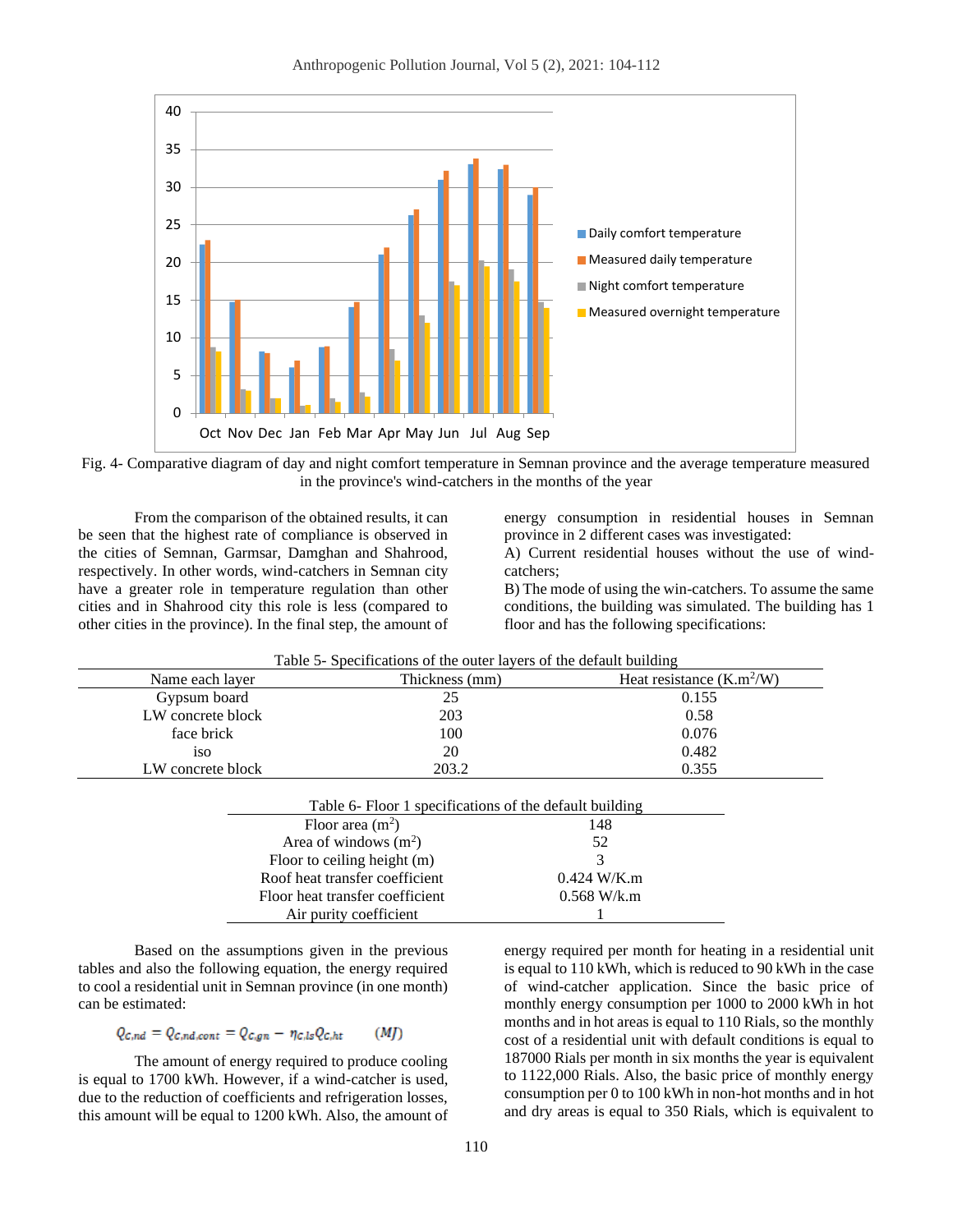Fig. 4- Comparative diagram of day and night comfort temperature in Semnan province and the average temperature measured in the province's wind-catchers in the months of the year

From the comparison of the obtained results, it can be seen that the highest rate of compliance is observed in the cities of Semnan, Garmsar, Damghan and Shahrood, respectively. In other words, wind-catchers in Semnan city have a greater role in temperature regulation than other cities and in Shahrood city this role is less (compared to other cities in the province). In the final step, the amount of energy consumption in residential houses in Semnan province in 2 different cases was investigated:

A) Current residential houses without the use of wind-catchers;

B) The mode of using the win-catchers. To assume the same conditions, the building was simulated. The building has 1 floor and has the following specifications:

Table 5- Specifications of the outer layers of the default building

| Name each layer | Thickness (mm) | Heat resistance (K.m$^2$/W) |
|---|---|---|
| Gypsum board | 25 | 0.155 |
| LW concrete block | 203 | 0.58 |
| face brick | 100 | 0.076 |
| iso | 20 | 0.482 |
| LW concrete block | 203.2 | 0.355 |

Table 6- Floor 1 specifications of the default building

| | |
|---|---|
| Floor area (m$^2$) | 148 |
| Area of windows (m$^2$) | 52 |
| Floor to ceiling height (m) | 3 |
| Roof heat transfer coefficient | 0.424 W/K.m |
| Floor heat transfer coefficient | 0.568 W/k.m |
| Air purity coefficient | 1 |

Based on the assumptions given in the previous tables and also the following equation, the energy required to cool a residential unit in Semnan province (in one month) can be estimated:

$$Q_{c,nd} = Q_{c,nd,cont} = Q_{c,gn} - \eta_{c,ls} Q_{c,ht} \qquad (MJ)$$

The amount of energy required to produce cooling is equal to 1700 kWh. However, if a wind-catcher is used, due to the reduction of coefficients and refrigeration losses, this amount will be equal to 1200 kWh. Also, the amount of energy required per month for heating in a residential unit is equal to 110 kWh, which is reduced to 90 kWh in the case of wind-catcher application. Since the basic price of monthly energy consumption per 1000 to 2000 kWh in hot months and in hot areas is equal to 110 Rials, so the monthly cost of a residential unit with default conditions is equal to 187000 Rials per month in six months the year is equivalent to 1122,000 Rials. Also, the basic price of monthly energy consumption per 0 to 100 kWh in non-hot months and in hot and dry areas is equal to 350 Rials, which is equivalent to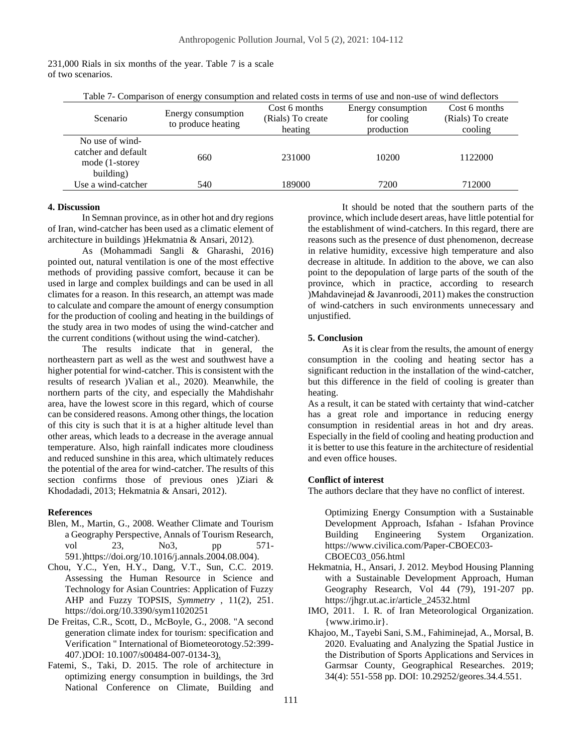231,000 Rials in six months of the year. Table 7 is a scale of two scenarios.

Table 7- Comparison of energy consumption and related costs in terms of use and non-use of wind deflectors

| Scenario | Energy consumption to produce heating | Cost 6 months (Rials) To create heating | Energy consumption for cooling production | Cost 6 months (Rials) To create cooling |
|---|---|---|---|---|
| No use of wind-catcher and default mode (1-storey building) | 660 | 231000 | 10200 | 1122000 |
| Use a wind-catcher | 540 | 189000 | 7200 | 712000 |

## 4. Discussion

In Semnan province, as in other hot and dry regions of Iran, wind-catcher has been used as a climatic element of architecture in buildings )Hekmatnia & Ansari, 2012).

As (Mohammadi Sangli & Gharashi, 2016) pointed out, natural ventilation is one of the most effective methods of providing passive comfort, because it can be used in large and complex buildings and can be used in all climates for a reason. In this research, an attempt was made to calculate and compare the amount of energy consumption for the production of cooling and heating in the buildings of the study area in two modes of using the wind-catcher and the current conditions (without using the wind-catcher).

The results indicate that in general, the northeastern part as well as the west and southwest have a higher potential for wind-catcher. This is consistent with the results of research )Valian et al., 2020). Meanwhile, the northern parts of the city, and especially the Mahdishahr area, have the lowest score in this regard, which of course can be considered reasons. Among other things, the location of this city is such that it is at a higher altitude level than other areas, which leads to a decrease in the average annual temperature. Also, high rainfall indicates more cloudiness and reduced sunshine in this area, which ultimately reduces the potential of the area for wind-catcher. The results of this section confirms those of previous ones )Ziari & Khodadadi, 2013; Hekmatnia & Ansari, 2012).

It should be noted that the southern parts of the province, which include desert areas, have little potential for the establishment of wind-catchers. In this regard, there are reasons such as the presence of dust phenomenon, decrease in relative humidity, excessive high temperature and also decrease in altitude. In addition to the above, we can also point to the depopulation of large parts of the south of the province, which in practice, according to research )Mahdavinejad & Javanroodi, 2011) makes the construction of wind-catchers in such environments unnecessary and unjustified.

## 5. Conclusion

As it is clear from the results, the amount of energy consumption in the cooling and heating sector has a significant reduction in the installation of the wind-catcher, but this difference in the field of cooling is greater than heating.

As a result, it can be stated with certainty that wind-catcher has a great role and importance in reducing energy consumption in residential areas in hot and dry areas. Especially in the field of cooling and heating production and it is better to use this feature in the architecture of residential and even office houses.

**Conflict of interest**

The authors declare that they have no conflict of interest.

## References

- Blen, M., Martin, G., 2008. Weather Climate and Tourism a Geography Perspective, Annals of Tourism Research, vol 23, No3, pp 571-591.)https://doi.org/10.1016/j.annals.2004.08.004).
- Chou, Y.C., Yen, H.Y., Dang, V.T., Sun, C.C. 2019. Assessing the Human Resource in Science and Technology for Asian Countries: Application of Fuzzy AHP and Fuzzy TOPSIS, *Symmetry* , 11(2), 251. https://doi.org/10.3390/sym11020251
- De Freitas, C.R., Scott, D., McBoyle, G., 2008. "A second generation climate index for tourism: specification and Verification " International of Biometeorotogy.52:399-407.)DOI: 10.1007/s00484-007-0134-3).
- Fatemi, S., Taki, D. 2015. The role of architecture in optimizing energy consumption in buildings, the 3rd National Conference on Climate, Building and Optimizing Energy Consumption with a Sustainable Development Approach, Isfahan - Isfahan Province Building Engineering System Organization. https://www.civilica.com/Paper-CBOEC03-CBOEC03_056.html
- Hekmatnia, H., Ansari, J. 2012. Meybod Housing Planning with a Sustainable Development Approach, Human Geography Research, Vol 44 (79), 191-207 pp. https://jhgr.ut.ac.ir/article_24532.html
- IMO, 2011. I. R. of Iran Meteorological Organization. {www.irimo.ir}.
- Khajoo, M., Tayebi Sani, S.M., Fahiminejad, A., Morsal, B. 2020. Evaluating and Analyzing the Spatial Justice in the Distribution of Sports Applications and Services in Garmsar County, Geographical Researches. 2019; 34(4): 551-558 pp. DOI: 10.29252/geores.34.4.551.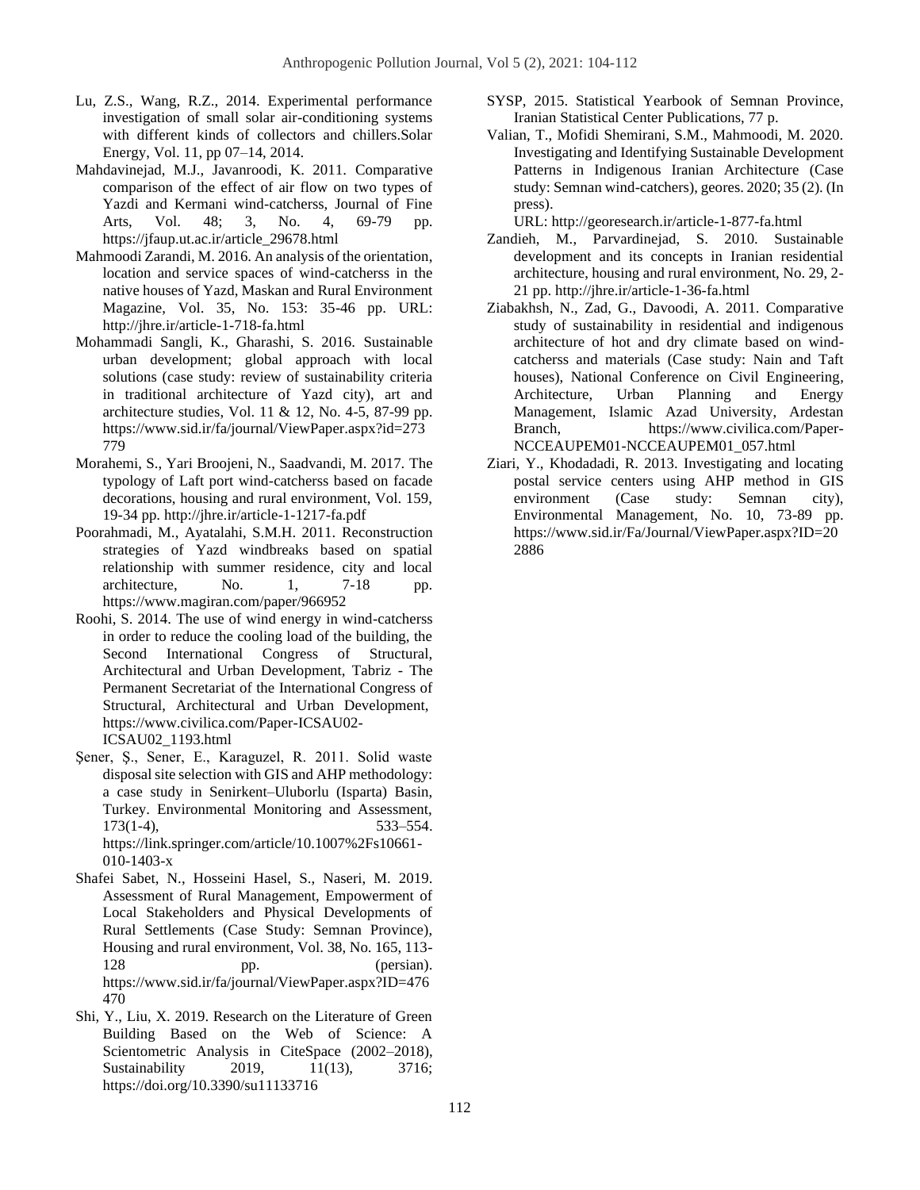Lu, Z.S., Wang, R.Z., 2014. Experimental performance investigation of small solar air-conditioning systems with different kinds of collectors and chillers.Solar Energy, Vol. 11, pp 07–14, 2014.

Mahdavinejad, M.J., Javanroodi, K. 2011. Comparative comparison of the effect of air flow on two types of Yazdi and Kermani wind-catcherss, Journal of Fine Arts, Vol. 48; 3, No. 4, 69-79 pp. https://jfaup.ut.ac.ir/article_29678.html

Mahmoodi Zarandi, M. 2016. An analysis of the orientation, location and service spaces of wind-catcherss in the native houses of Yazd, Maskan and Rural Environment Magazine, Vol. 35, No. 153: 35-46 pp. URL: http://jhre.ir/article-1-718-fa.html

Mohammadi Sangli, K., Gharashi, S. 2016. Sustainable urban development; global approach with local solutions (case study: review of sustainability criteria in traditional architecture of Yazd city), art and architecture studies, Vol. 11 & 12, No. 4-5, 87-99 pp. https://www.sid.ir/fa/journal/ViewPaper.aspx?id=273779

Morahemi, S., Yari Broojeni, N., Saadvandi, M. 2017. The typology of Laft port wind-catcherss based on facade decorations, housing and rural environment, Vol. 159, 19-34 pp. http://jhre.ir/article-1-1217-fa.pdf

Poorahmadi, M., Ayatalahi, S.M.H. 2011. Reconstruction strategies of Yazd windbreaks based on spatial relationship with summer residence, city and local architecture, No. 1, 7-18 pp. https://www.magiran.com/paper/966952

Roohi, S. 2014. The use of wind energy in wind-catcherss in order to reduce the cooling load of the building, the Second International Congress of Structural, Architectural and Urban Development, Tabriz - The Permanent Secretariat of the International Congress of Structural, Architectural and Urban Development, https://www.civilica.com/Paper-ICSAU02-ICSAU02_1193.html

Şener, Ş., Sener, E., Karaguzel, R. 2011. Solid waste disposal site selection with GIS and AHP methodology: a case study in Senirkent–Uluborlu (Isparta) Basin, Turkey. Environmental Monitoring and Assessment, 173(1-4), 533–554. https://link.springer.com/article/10.1007%2Fs10661-010-1403-x

Shafei Sabet, N., Hosseini Hasel, S., Naseri, M. 2019. Assessment of Rural Management, Empowerment of Local Stakeholders and Physical Developments of Rural Settlements (Case Study: Semnan Province), Housing and rural environment, Vol. 38, No. 165, 113-128 pp. (persian). https://www.sid.ir/fa/journal/ViewPaper.aspx?ID=476470

Shi, Y., Liu, X. 2019. Research on the Literature of Green Building Based on the Web of Science: A Scientometric Analysis in CiteSpace (2002–2018), Sustainability 2019, 11(13), 3716; https://doi.org/10.3390/su11133716

SYSP, 2015. Statistical Yearbook of Semnan Province, Iranian Statistical Center Publications, 77 p.

Valian, T., Mofidi Shemirani, S.M., Mahmoodi, M. 2020. Investigating and Identifying Sustainable Development Patterns in Indigenous Iranian Architecture (Case study: Semnan wind-catchers), geores. 2020; 35 (2). (In press). URL: http://georesearch.ir/article-1-877-fa.html

Zandieh, M., Parvardinejad, S. 2010. Sustainable development and its concepts in Iranian residential architecture, housing and rural environment, No. 29, 2-21 pp. http://jhre.ir/article-1-36-fa.html

Ziabakhsh, N., Zad, G., Davoodi, A. 2011. Comparative study of sustainability in residential and indigenous architecture of hot and dry climate based on wind-catcherss and materials (Case study: Nain and Taft houses), National Conference on Civil Engineering, Architecture, Urban Planning and Energy Management, Islamic Azad University, Ardestan Branch, https://www.civilica.com/Paper-NCCEAUPEM01-NCCEAUPEM01_057.html

Ziari, Y., Khodadadi, R. 2013. Investigating and locating postal service centers using AHP method in GIS environment (Case study: Semnan city), Environmental Management, No. 10, 73-89 pp. https://www.sid.ir/Fa/Journal/ViewPaper.aspx?ID=202886